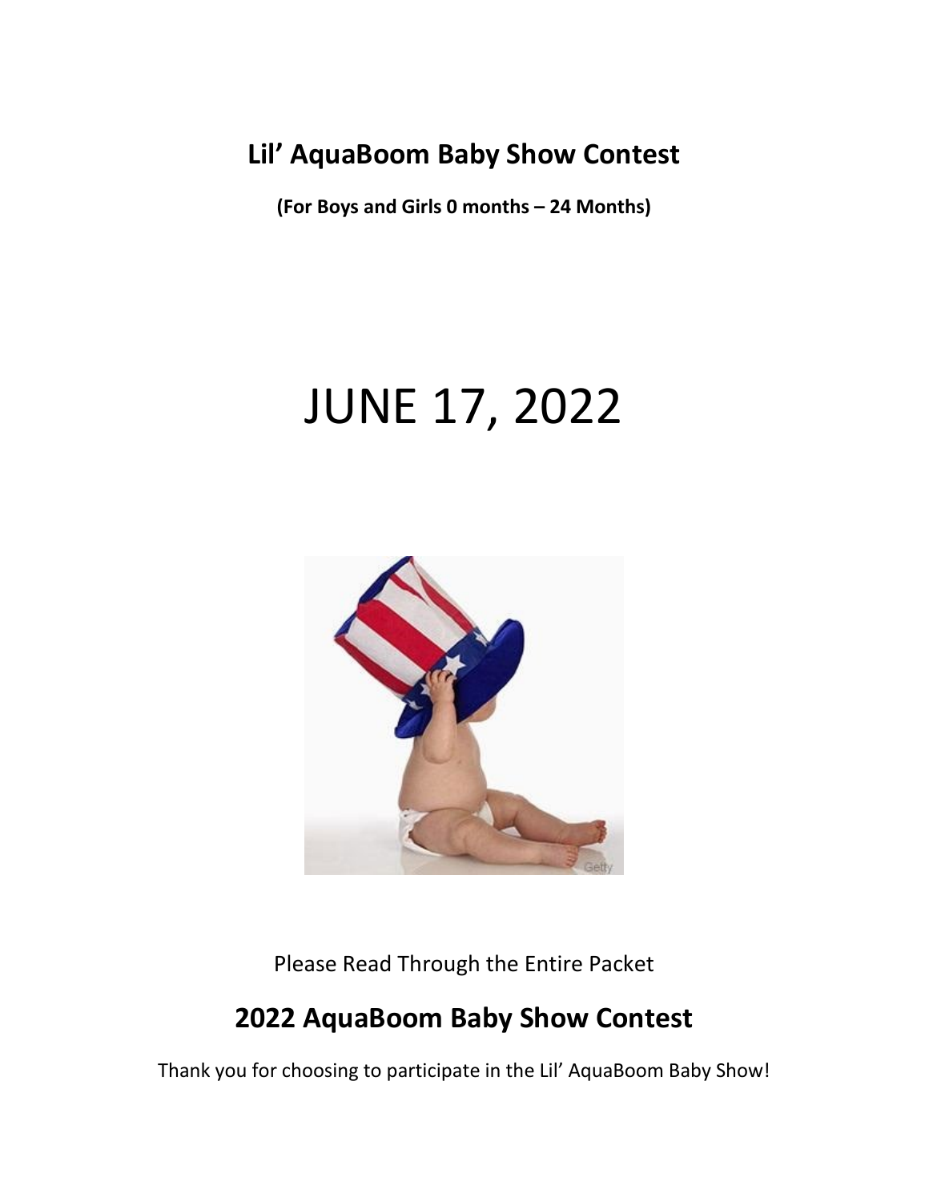# Lil' AquaBoom Baby Show Contest

**(For Boys and Girls 0 months – 24 Months)**

# JUNE 17, 2022

Please Read Through the Entire Packet

## 2022 AquaBoom Baby Show Contest

Thank you for choosing to participate in the Lil' AquaBoom Baby Show!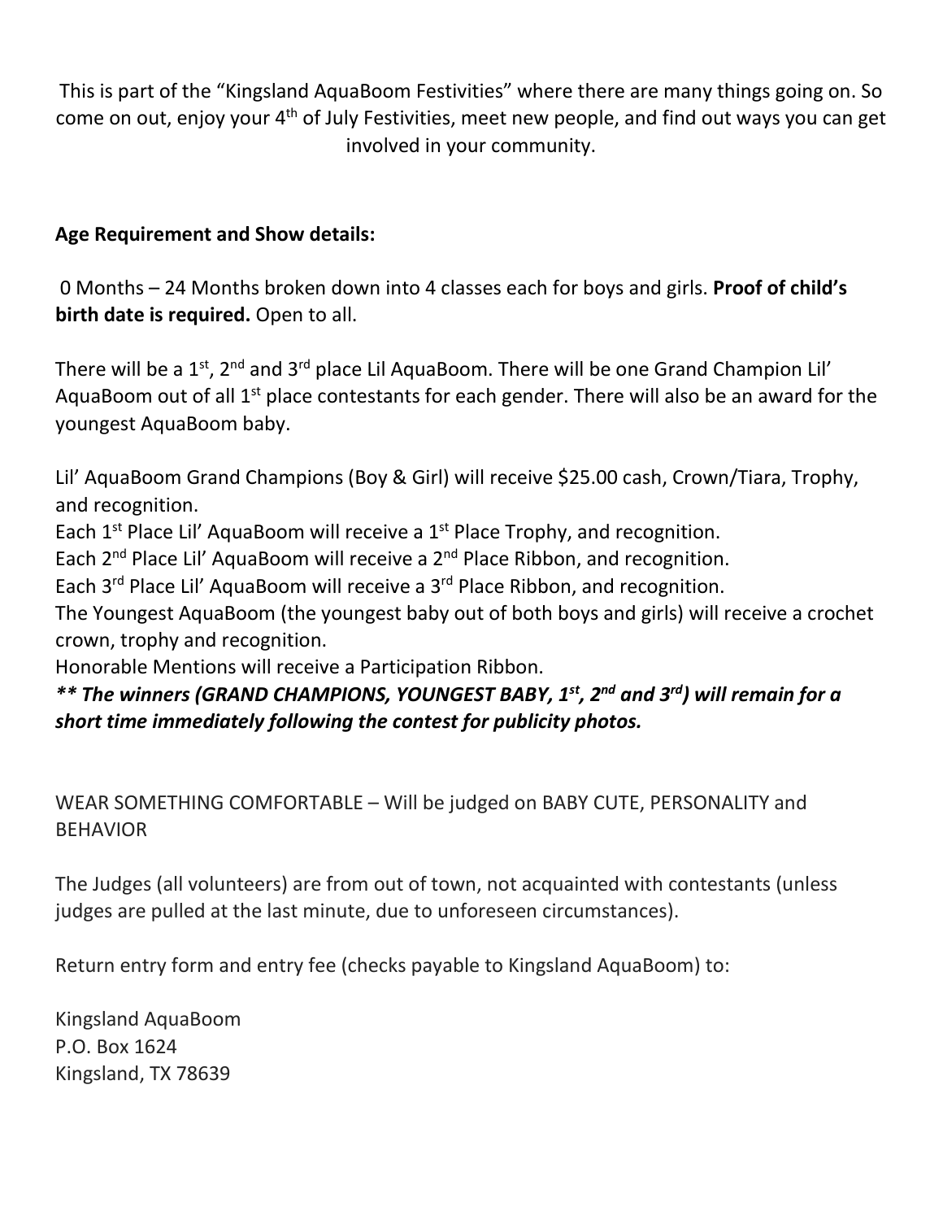This is part of the "Kingsland AquaBoom Festivities" where there are many things going on. So come on out, enjoy your 4th of July Festivities, meet new people, and find out ways you can get involved in your community.

**Age Requirement and Show details:**

0 Months – 24 Months broken down into 4 classes each for boys and girls. **Proof of child's birth date is required.** Open to all.

There will be a 1st, 2nd and 3rd place Lil AquaBoom. There will be one Grand Champion Lil' AquaBoom out of all 1st place contestants for each gender. There will also be an award for the youngest AquaBoom baby.

Lil' AquaBoom Grand Champions (Boy & Girl) will receive $25.00 cash, Crown/Tiara, Trophy, and recognition.
Each 1st Place Lil' AquaBoom will receive a 1st Place Trophy, and recognition.
Each 2nd Place Lil' AquaBoom will receive a 2nd Place Ribbon, and recognition.
Each 3rd Place Lil' AquaBoom will receive a 3rd Place Ribbon, and recognition.
The Youngest AquaBoom (the youngest baby out of both boys and girls) will receive a crochet crown, trophy and recognition.
Honorable Mentions will receive a Participation Ribbon.
***** The winners (GRAND CHAMPIONS, YOUNGEST BABY, 1st, 2nd and 3rd) will remain for a short time immediately following the contest for publicity photos.***

WEAR SOMETHING COMFORTABLE – Will be judged on BABY CUTE, PERSONALITY and BEHAVIOR

The Judges (all volunteers) are from out of town, not acquainted with contestants (unless judges are pulled at the last minute, due to unforeseen circumstances).

Return entry form and entry fee (checks payable to Kingsland AquaBoom) to:

Kingsland AquaBoom
P.O. Box 1624
Kingsland, TX 78639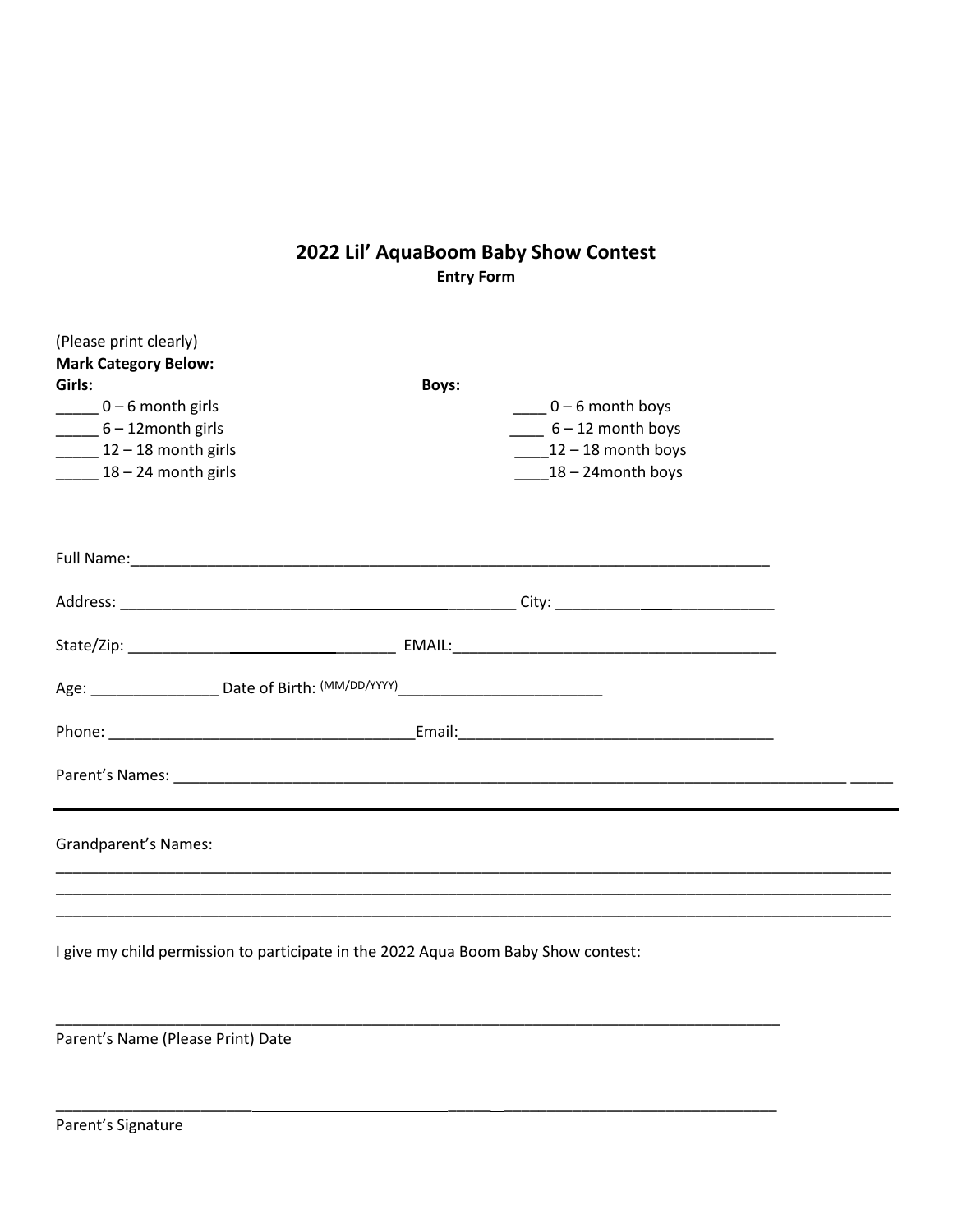# 2022 Lil' AquaBoom Baby Show Contest

**Entry Form**

(Please print clearly)

**Mark Category Below:**

**Girls:**

_____ 0 – 6 month girls
_____ 6 – 12month girls
_____ 12 – 18 month girls
_____ 18 – 24 month girls

**Boys:**

____ 0 – 6 month boys
____ 6 – 12 month boys
____12 – 18 month boys
____18 – 24month boys

Full Name:_____________________________________________________________________________

Address: _____________________________________________ City: ________________________

State/Zip: ____________________________________ EMAIL:_______________________________________

Age: _______________ Date of Birth: (MM/DD/YYYY)________________________

Phone: ____________________________________Email:____________________________________

Parent's Names: _______________________________________________________________________________ _____

---

Grandparent's Names:

_______________________________________________________________________________________________
_______________________________________________________________________________________________
_______________________________________________________________________________________________

I give my child permission to participate in the 2022 Aqua Boom Baby Show contest:

_______________________________________________________________________________________
Parent's Name (Please Print) Date

_______________________________________________________________________________________
Parent's Signature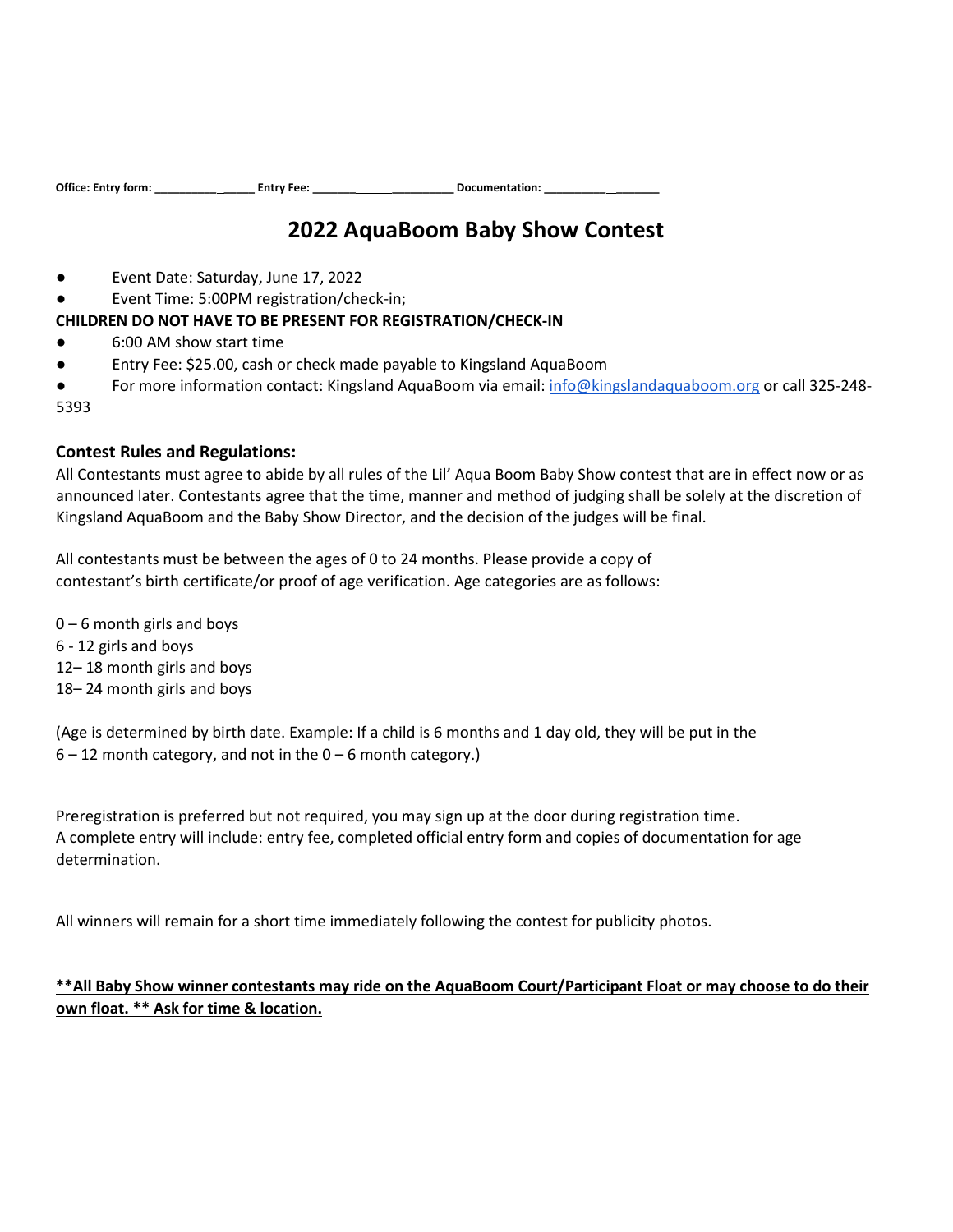**Office: Entry form: ________________ Entry Fee: ______________________ Documentation: ________________**

# 2022 AquaBoom Baby Show Contest

- Event Date: Saturday, June 17, 2022
- Event Time: 5:00PM registration/check-in;

**CHILDREN DO NOT HAVE TO BE PRESENT FOR REGISTRATION/CHECK-IN**

- 6:00 AM show start time
- Entry Fee: $25.00, cash or check made payable to Kingsland AquaBoom
- For more information contact: Kingsland AquaBoom via email: info@kingslandaquaboom.org or call 325-248-5393

### Contest Rules and Regulations:

All Contestants must agree to abide by all rules of the Lil' Aqua Boom Baby Show contest that are in effect now or as announced later. Contestants agree that the time, manner and method of judging shall be solely at the discretion of Kingsland AquaBoom and the Baby Show Director, and the decision of the judges will be final.

All contestants must be between the ages of 0 to 24 months. Please provide a copy of contestant's birth certificate/or proof of age verification. Age categories are as follows:

0 – 6 month girls and boys
6 - 12 girls and boys
12– 18 month girls and boys
18– 24 month girls and boys

(Age is determined by birth date. Example: If a child is 6 months and 1 day old, they will be put in the 6 – 12 month category, and not in the 0 – 6 month category.)

Preregistration is preferred but not required, you may sign up at the door during registration time.
A complete entry will include: entry fee, completed official entry form and copies of documentation for age determination.

All winners will remain for a short time immediately following the contest for publicity photos.

**\*\*All Baby Show winner contestants may ride on the AquaBoom Court/Participant Float or may choose to do their own float. \*\* Ask for time & location.**